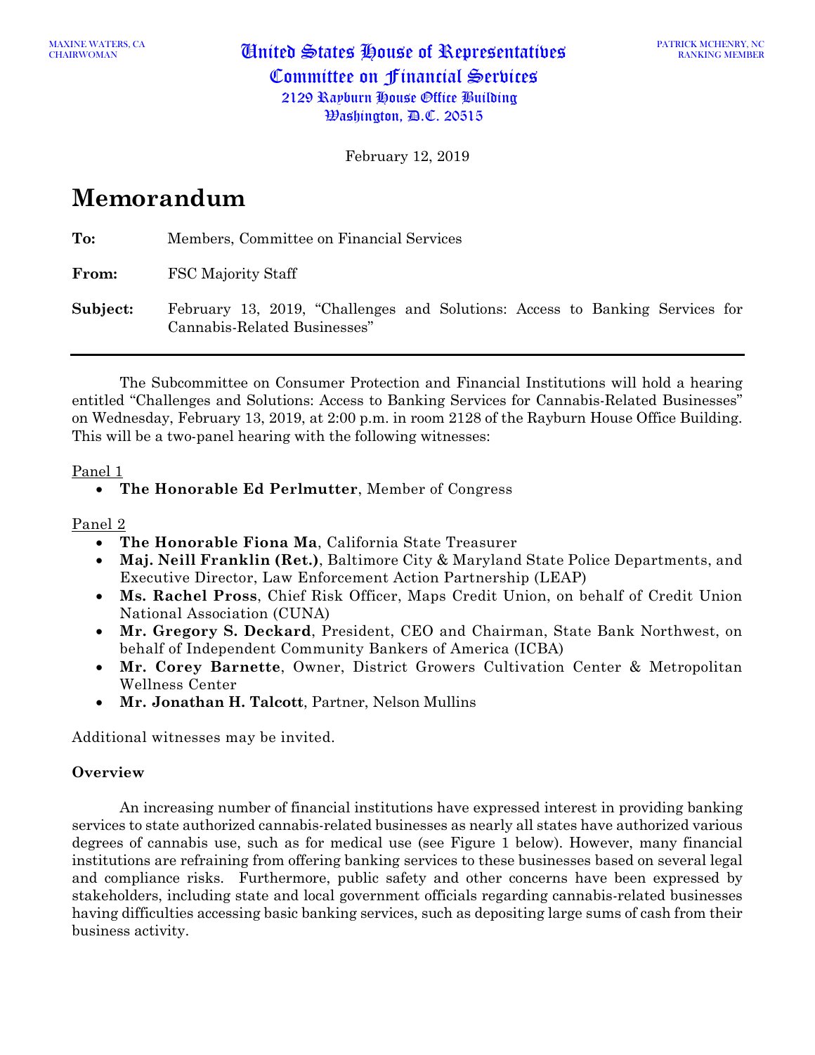MAXINE WATERS, CA
CHAIRWOMAN

# United States House of Representatives
## Committee on Financial Services
2129 Rayburn House Office Building
Washington, D.C. 20515

PATRICK MCHENRY, NC
RANKING MEMBER

February 12, 2019

# Memorandum

**To:** Members, Committee on Financial Services

**From:** FSC Majority Staff

**Subject:** February 13, 2019, "Challenges and Solutions: Access to Banking Services for Cannabis-Related Businesses"

---

The Subcommittee on Consumer Protection and Financial Institutions will hold a hearing entitled "Challenges and Solutions: Access to Banking Services for Cannabis-Related Businesses" on Wednesday, February 13, 2019, at 2:00 p.m. in room 2128 of the Rayburn House Office Building. This will be a two-panel hearing with the following witnesses:

Panel 1
- **The Honorable Ed Perlmutter**, Member of Congress

Panel 2
- **The Honorable Fiona Ma**, California State Treasurer
- **Maj. Neill Franklin (Ret.)**, Baltimore City & Maryland State Police Departments, and Executive Director, Law Enforcement Action Partnership (LEAP)
- **Ms. Rachel Pross**, Chief Risk Officer, Maps Credit Union, on behalf of Credit Union National Association (CUNA)
- **Mr. Gregory S. Deckard**, President, CEO and Chairman, State Bank Northwest, on behalf of Independent Community Bankers of America (ICBA)
- **Mr. Corey Barnette**, Owner, District Growers Cultivation Center & Metropolitan Wellness Center
- **Mr. Jonathan H. Talcott**, Partner, Nelson Mullins

Additional witnesses may be invited.

### Overview

An increasing number of financial institutions have expressed interest in providing banking services to state authorized cannabis-related businesses as nearly all states have authorized various degrees of cannabis use, such as for medical use (see Figure 1 below). However, many financial institutions are refraining from offering banking services to these businesses based on several legal and compliance risks. Furthermore, public safety and other concerns have been expressed by stakeholders, including state and local government officials regarding cannabis-related businesses having difficulties accessing basic banking services, such as depositing large sums of cash from their business activity.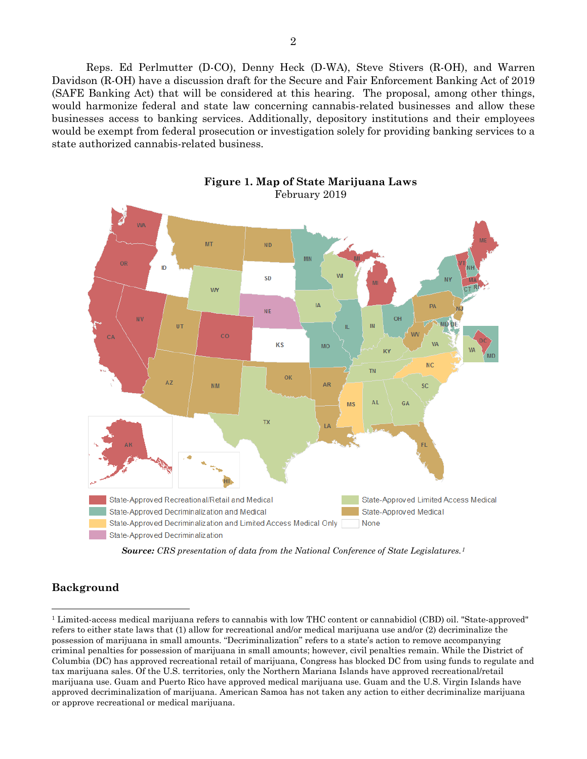Reps. Ed Perlmutter (D-CO), Denny Heck (D-WA), Steve Stivers (R-OH), and Warren Davidson (R-OH) have a discussion draft for the Secure and Fair Enforcement Banking Act of 2019 (SAFE Banking Act) that will be considered at this hearing. The proposal, among other things, would harmonize federal and state law concerning cannabis-related businesses and allow these businesses access to banking services. Additionally, depository institutions and their employees would be exempt from federal prosecution or investigation solely for providing banking services to a state authorized cannabis-related business.

**Figure 1. Map of State Marijuana Laws**
February 2019

***Source:*** *CRS presentation of data from the National Conference of State Legislatures.*[1]

## Background

[1] Limited-access medical marijuana refers to cannabis with low THC content or cannabidiol (CBD) oil. "State-approved" refers to either state laws that (1) allow for recreational and/or medical marijuana use and/or (2) decriminalize the possession of marijuana in small amounts. "Decriminalization" refers to a state's action to remove accompanying criminal penalties for possession of marijuana in small amounts; however, civil penalties remain. While the District of Columbia (DC) has approved recreational retail of marijuana, Congress has blocked DC from using funds to regulate and tax marijuana sales. Of the U.S. territories, only the Northern Mariana Islands have approved recreational/retail marijuana use. Guam and Puerto Rico have approved medical marijuana use. Guam and the U.S. Virgin Islands have approved decriminalization of marijuana. American Samoa has not taken any action to either decriminalize marijuana or approve recreational or medical marijuana.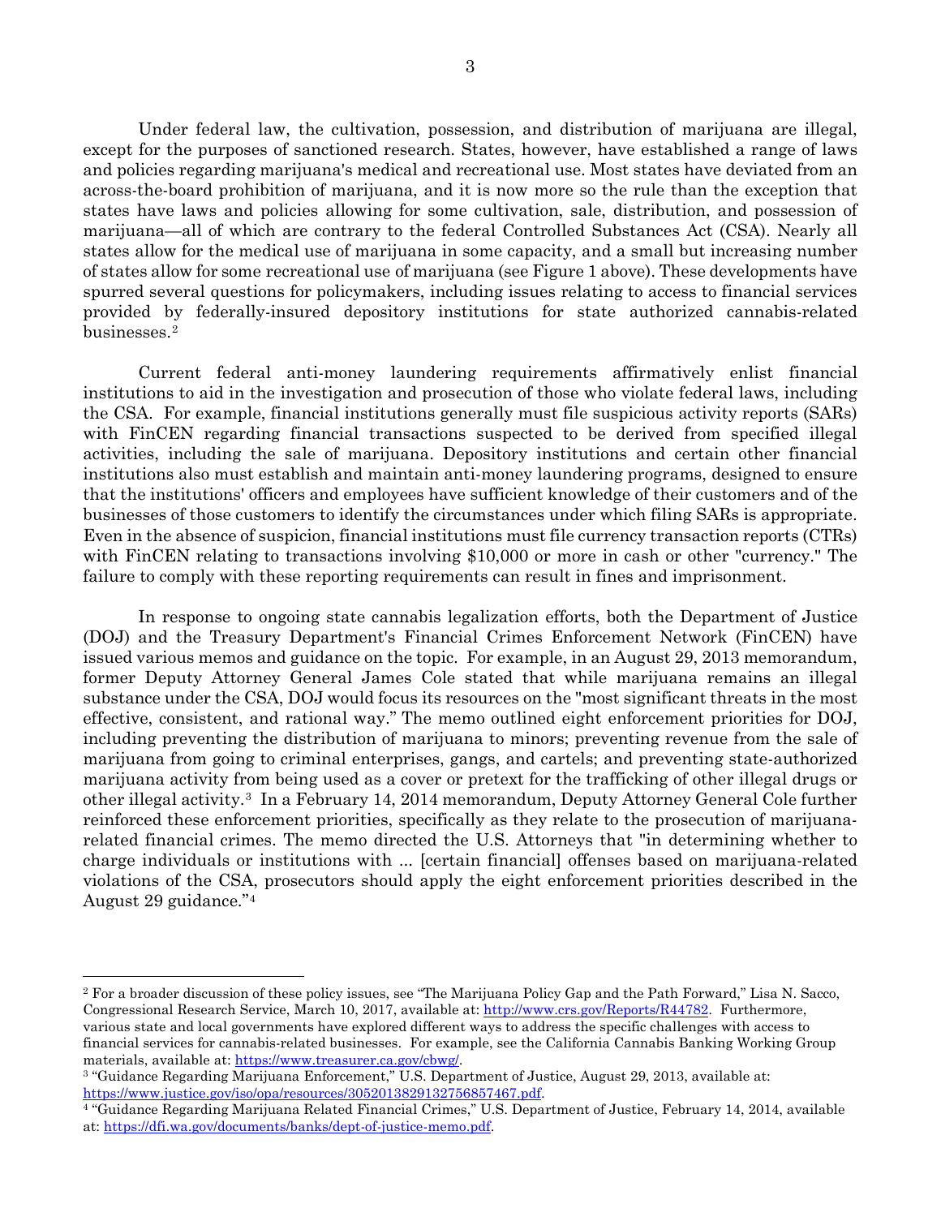Under federal law, the cultivation, possession, and distribution of marijuana are illegal, except for the purposes of sanctioned research. States, however, have established a range of laws and policies regarding marijuana's medical and recreational use. Most states have deviated from an across-the-board prohibition of marijuana, and it is now more so the rule than the exception that states have laws and policies allowing for some cultivation, sale, distribution, and possession of marijuana—all of which are contrary to the federal Controlled Substances Act (CSA). Nearly all states allow for the medical use of marijuana in some capacity, and a small but increasing number of states allow for some recreational use of marijuana (see Figure 1 above). These developments have spurred several questions for policymakers, including issues relating to access to financial services provided by federally-insured depository institutions for state authorized cannabis-related businesses.[2]

Current federal anti-money laundering requirements affirmatively enlist financial institutions to aid in the investigation and prosecution of those who violate federal laws, including the CSA. For example, financial institutions generally must file suspicious activity reports (SARs) with FinCEN regarding financial transactions suspected to be derived from specified illegal activities, including the sale of marijuana. Depository institutions and certain other financial institutions also must establish and maintain anti-money laundering programs, designed to ensure that the institutions' officers and employees have sufficient knowledge of their customers and of the businesses of those customers to identify the circumstances under which filing SARs is appropriate. Even in the absence of suspicion, financial institutions must file currency transaction reports (CTRs) with FinCEN relating to transactions involving $10,000 or more in cash or other "currency." The failure to comply with these reporting requirements can result in fines and imprisonment.

In response to ongoing state cannabis legalization efforts, both the Department of Justice (DOJ) and the Treasury Department's Financial Crimes Enforcement Network (FinCEN) have issued various memos and guidance on the topic. For example, in an August 29, 2013 memorandum, former Deputy Attorney General James Cole stated that while marijuana remains an illegal substance under the CSA, DOJ would focus its resources on the "most significant threats in the most effective, consistent, and rational way." The memo outlined eight enforcement priorities for DOJ, including preventing the distribution of marijuana to minors; preventing revenue from the sale of marijuana from going to criminal enterprises, gangs, and cartels; and preventing state-authorized marijuana activity from being used as a cover or pretext for the trafficking of other illegal drugs or other illegal activity.[3] In a February 14, 2014 memorandum, Deputy Attorney General Cole further reinforced these enforcement priorities, specifically as they relate to the prosecution of marijuana-related financial crimes. The memo directed the U.S. Attorneys that "in determining whether to charge individuals or institutions with ... [certain financial] offenses based on marijuana-related violations of the CSA, prosecutors should apply the eight enforcement priorities described in the August 29 guidance."[4]

---

[2] For a broader discussion of these policy issues, see "The Marijuana Policy Gap and the Path Forward," Lisa N. Sacco, Congressional Research Service, March 10, 2017, available at: http://www.crs.gov/Reports/R44782. Furthermore, various state and local governments have explored different ways to address the specific challenges with access to financial services for cannabis-related businesses. For example, see the California Cannabis Banking Working Group materials, available at: https://www.treasurer.ca.gov/cbwg/.

[3] "Guidance Regarding Marijuana Enforcement," U.S. Department of Justice, August 29, 2013, available at: https://www.justice.gov/iso/opa/resources/3052013829132756857467.pdf.

[4] "Guidance Regarding Marijuana Related Financial Crimes," U.S. Department of Justice, February 14, 2014, available at: https://dfi.wa.gov/documents/banks/dept-of-justice-memo.pdf.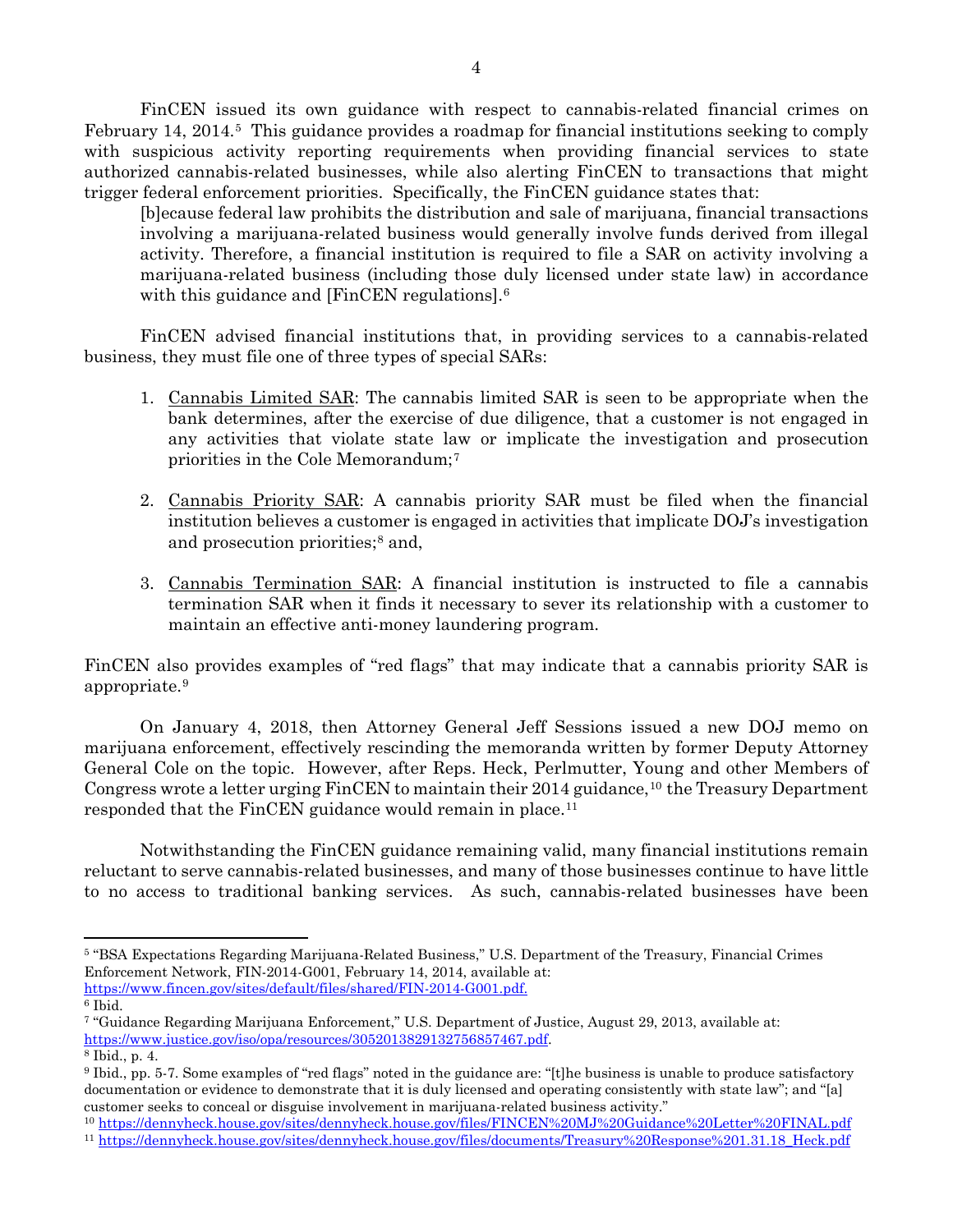FinCEN issued its own guidance with respect to cannabis-related financial crimes on February 14, 2014.[5] This guidance provides a roadmap for financial institutions seeking to comply with suspicious activity reporting requirements when providing financial services to state authorized cannabis-related businesses, while also alerting FinCEN to transactions that might trigger federal enforcement priorities. Specifically, the FinCEN guidance states that:

> [b]ecause federal law prohibits the distribution and sale of marijuana, financial transactions involving a marijuana-related business would generally involve funds derived from illegal activity. Therefore, a financial institution is required to file a SAR on activity involving a marijuana-related business (including those duly licensed under state law) in accordance with this guidance and [FinCEN regulations].[6]

FinCEN advised financial institutions that, in providing services to a cannabis-related business, they must file one of three types of special SARs:

1. Cannabis Limited SAR: The cannabis limited SAR is seen to be appropriate when the bank determines, after the exercise of due diligence, that a customer is not engaged in any activities that violate state law or implicate the investigation and prosecution priorities in the Cole Memorandum;[7]

2. Cannabis Priority SAR: A cannabis priority SAR must be filed when the financial institution believes a customer is engaged in activities that implicate DOJ's investigation and prosecution priorities;[8] and,

3. Cannabis Termination SAR: A financial institution is instructed to file a cannabis termination SAR when it finds it necessary to sever its relationship with a customer to maintain an effective anti-money laundering program.

FinCEN also provides examples of "red flags" that may indicate that a cannabis priority SAR is appropriate.[9]

On January 4, 2018, then Attorney General Jeff Sessions issued a new DOJ memo on marijuana enforcement, effectively rescinding the memoranda written by former Deputy Attorney General Cole on the topic. However, after Reps. Heck, Perlmutter, Young and other Members of Congress wrote a letter urging FinCEN to maintain their 2014 guidance,[10] the Treasury Department responded that the FinCEN guidance would remain in place.[11]

Notwithstanding the FinCEN guidance remaining valid, many financial institutions remain reluctant to serve cannabis-related businesses, and many of those businesses continue to have little to no access to traditional banking services. As such, cannabis-related businesses have been

---

[5] "BSA Expectations Regarding Marijuana-Related Business," U.S. Department of the Treasury, Financial Crimes Enforcement Network, FIN-2014-G001, February 14, 2014, available at: https://www.fincen.gov/sites/default/files/shared/FIN-2014-G001.pdf.

[6] Ibid.

[7] "Guidance Regarding Marijuana Enforcement," U.S. Department of Justice, August 29, 2013, available at: https://www.justice.gov/iso/opa/resources/3052013829132756857467.pdf.

[8] Ibid., p. 4.

[9] Ibid., pp. 5-7. Some examples of "red flags" noted in the guidance are: "[t]he business is unable to produce satisfactory documentation or evidence to demonstrate that it is duly licensed and operating consistently with state law"; and "[a] customer seeks to conceal or disguise involvement in marijuana-related business activity."

[10] https://dennyheck.house.gov/sites/dennyheck.house.gov/files/FINCEN%20MJ%20Guidance%20Letter%20FINAL.pdf

[11] https://dennyheck.house.gov/sites/dennyheck.house.gov/files/documents/Treasury%20Response%201.31.18_Heck.pdf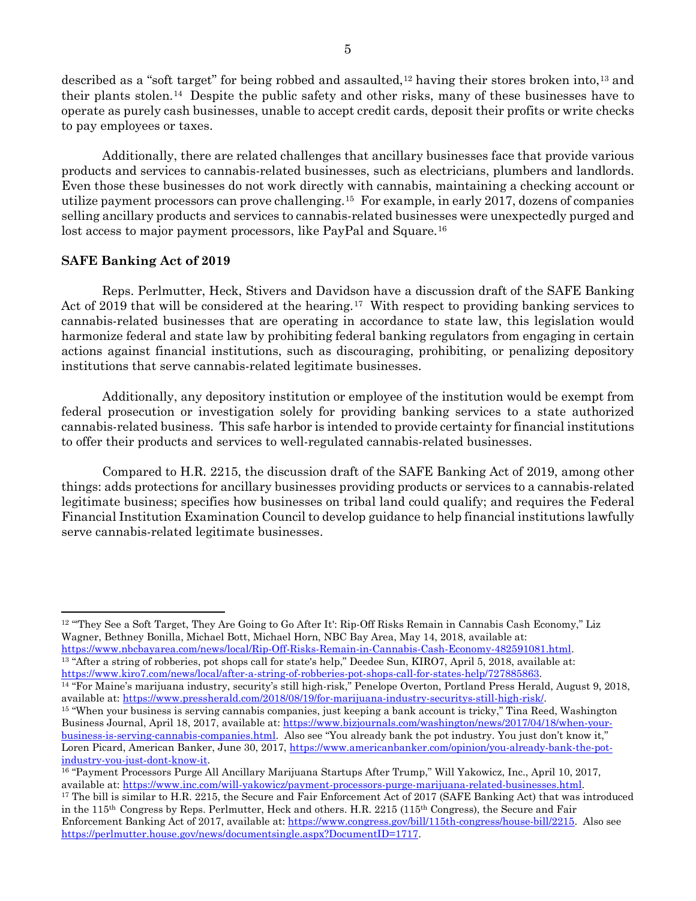described as a "soft target" for being robbed and assaulted,[12] having their stores broken into,[13] and their plants stolen.[14] Despite the public safety and other risks, many of these businesses have to operate as purely cash businesses, unable to accept credit cards, deposit their profits or write checks to pay employees or taxes.

Additionally, there are related challenges that ancillary businesses face that provide various products and services to cannabis-related businesses, such as electricians, plumbers and landlords. Even those these businesses do not work directly with cannabis, maintaining a checking account or utilize payment processors can prove challenging.[15] For example, in early 2017, dozens of companies selling ancillary products and services to cannabis-related businesses were unexpectedly purged and lost access to major payment processors, like PayPal and Square.[16]

**SAFE Banking Act of 2019**

Reps. Perlmutter, Heck, Stivers and Davidson have a discussion draft of the SAFE Banking Act of 2019 that will be considered at the hearing.[17] With respect to providing banking services to cannabis-related businesses that are operating in accordance to state law, this legislation would harmonize federal and state law by prohibiting federal banking regulators from engaging in certain actions against financial institutions, such as discouraging, prohibiting, or penalizing depository institutions that serve cannabis-related legitimate businesses.

Additionally, any depository institution or employee of the institution would be exempt from federal prosecution or investigation solely for providing banking services to a state authorized cannabis-related business. This safe harbor is intended to provide certainty for financial institutions to offer their products and services to well-regulated cannabis-related businesses.

Compared to H.R. 2215, the discussion draft of the SAFE Banking Act of 2019, among other things: adds protections for ancillary businesses providing products or services to a cannabis-related legitimate business; specifies how businesses on tribal land could qualify; and requires the Federal Financial Institution Examination Council to develop guidance to help financial institutions lawfully serve cannabis-related legitimate businesses.

---

[12] "'They See a Soft Target, They Are Going to Go After It': Rip-Off Risks Remain in Cannabis Cash Economy," Liz Wagner, Bethney Bonilla, Michael Bott, Michael Horn, NBC Bay Area, May 14, 2018, available at: https://www.nbcbayarea.com/news/local/Rip-Off-Risks-Remain-in-Cannabis-Cash-Economy-482591081.html.

[13] "After a string of robberies, pot shops call for state's help," Deedee Sun, KIRO7, April 5, 2018, available at: https://www.kiro7.com/news/local/after-a-string-of-robberies-pot-shops-call-for-states-help/727885863.

[14] "For Maine's marijuana industry, security's still high-risk," Penelope Overton, Portland Press Herald, August 9, 2018, available at: https://www.pressherald.com/2018/08/19/for-marijuana-industry-securitys-still-high-risk/.

[15] "When your business is serving cannabis companies, just keeping a bank account is tricky," Tina Reed, Washington Business Journal, April 18, 2017, available at: https://www.bizjournals.com/washington/news/2017/04/18/when-your-business-is-serving-cannabis-companies.html. Also see "You already bank the pot industry. You just don't know it," Loren Picard, American Banker, June 30, 2017, https://www.americanbanker.com/opinion/you-already-bank-the-pot-industry-you-just-dont-know-it.

[16] "Payment Processors Purge All Ancillary Marijuana Startups After Trump," Will Yakowicz, Inc., April 10, 2017, available at: https://www.inc.com/will-yakowicz/payment-processors-purge-marijuana-related-businesses.html.

[17] The bill is similar to H.R. 2215, the Secure and Fair Enforcement Act of 2017 (SAFE Banking Act) that was introduced in the 115th Congress by Reps. Perlmutter, Heck and others. H.R. 2215 (115th Congress), the Secure and Fair Enforcement Banking Act of 2017, available at: https://www.congress.gov/bill/115th-congress/house-bill/2215. Also see https://perlmutter.house.gov/news/documentsingle.aspx?DocumentID=1717.